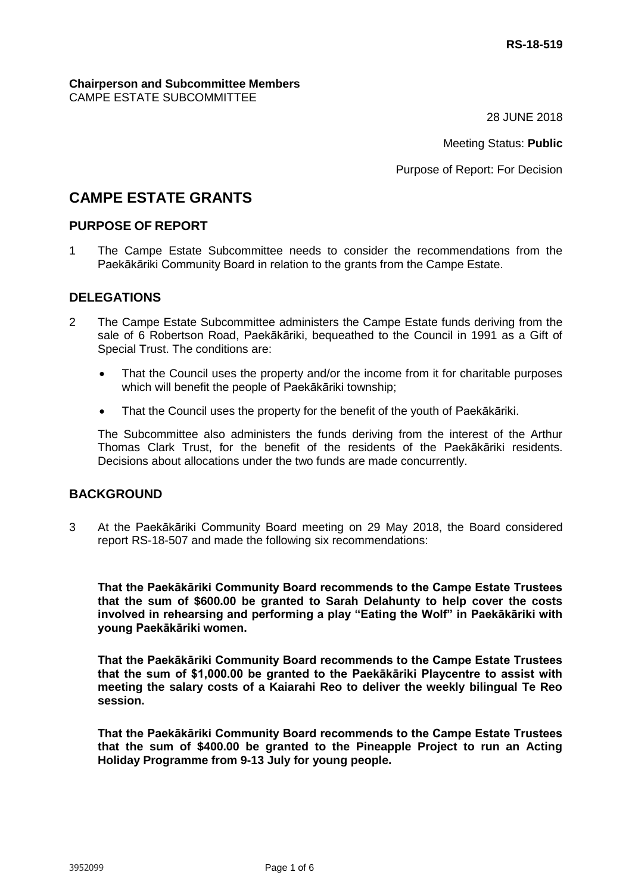**RS-18-519**

**Chairperson and Subcommittee Members**
CAMPE ESTATE SUBCOMMITTEE

28 JUNE 2018

Meeting Status: **Public**

Purpose of Report: For Decision

# CAMPE ESTATE GRANTS

## PURPOSE OF REPORT

1 The Campe Estate Subcommittee needs to consider the recommendations from the Paekākāriki Community Board in relation to the grants from the Campe Estate.

## DELEGATIONS

2 The Campe Estate Subcommittee administers the Campe Estate funds deriving from the sale of 6 Robertson Road, Paekākāriki, bequeathed to the Council in 1991 as a Gift of Special Trust. The conditions are:

- That the Council uses the property and/or the income from it for charitable purposes which will benefit the people of Paekākāriki township;
- That the Council uses the property for the benefit of the youth of Paekākāriki.

The Subcommittee also administers the funds deriving from the interest of the Arthur Thomas Clark Trust, for the benefit of the residents of the Paekākāriki residents. Decisions about allocations under the two funds are made concurrently.

## BACKGROUND

3 At the Paekākāriki Community Board meeting on 29 May 2018, the Board considered report RS-18-507 and made the following six recommendations:

**That the Paekākāriki Community Board recommends to the Campe Estate Trustees that the sum of $600.00 be granted to Sarah Delahunty to help cover the costs involved in rehearsing and performing a play "Eating the Wolf" in Paekākāriki with young Paekākāriki women.**

**That the Paekākāriki Community Board recommends to the Campe Estate Trustees that the sum of $1,000.00 be granted to the Paekākāriki Playcentre to assist with meeting the salary costs of a Kaiarahi Reo to deliver the weekly bilingual Te Reo session.**

**That the Paekākāriki Community Board recommends to the Campe Estate Trustees that the sum of $400.00 be granted to the Pineapple Project to run an Acting Holiday Programme from 9-13 July for young people.**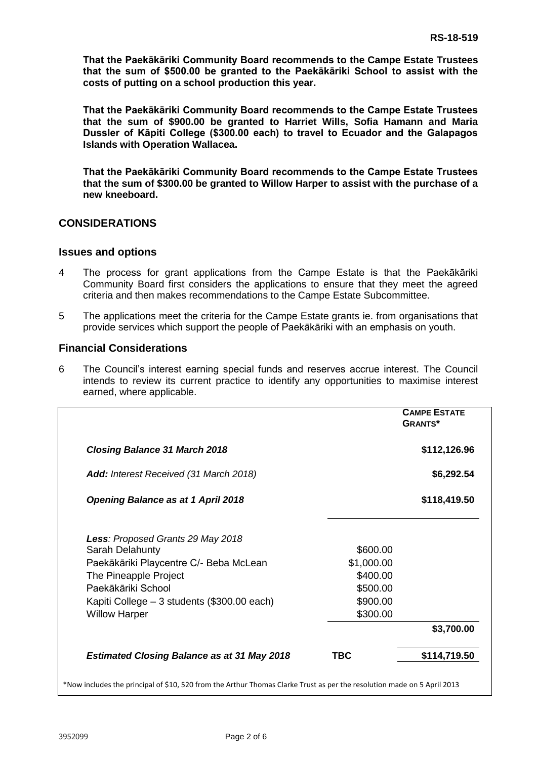**That the Paekākāriki Community Board recommends to the Campe Estate Trustees that the sum of $500.00 be granted to the Paekākāriki School to assist with the costs of putting on a school production this year.**

**That the Paekākāriki Community Board recommends to the Campe Estate Trustees that the sum of $900.00 be granted to Harriet Wills, Sofia Hamann and Maria Dussler of Kāpiti College ($300.00 each) to travel to Ecuador and the Galapagos Islands with Operation Wallacea.**

**That the Paekākāriki Community Board recommends to the Campe Estate Trustees that the sum of $300.00 be granted to Willow Harper to assist with the purchase of a new kneeboard.**

## CONSIDERATIONS

### Issues and options

4 The process for grant applications from the Campe Estate is that the Paekākāriki Community Board first considers the applications to ensure that they meet the agreed criteria and then makes recommendations to the Campe Estate Subcommittee.

5 The applications meet the criteria for the Campe Estate grants ie. from organisations that provide services which support the people of Paekākāriki with an emphasis on youth.

### Financial Considerations

6 The Council's interest earning special funds and reserves accrue interest. The Council intends to review its current practice to identify any opportunities to maximise interest earned, where applicable.

| | | CAMPE ESTATE GRANTS* |
|---|---|---|
| ***Closing Balance 31 March 2018*** | | **$112,126.96** |
| ***Add:*** *Interest Received (31 March 2018)* | | **$6,292.54** |
| ***Opening Balance as at 1 April 2018*** | | **$118,419.50** |
| ***Less**: Proposed Grants 29 May 2018* | | |
| Sarah Delahunty | $600.00 | |
| Paekākāriki Playcentre C/- Beba McLean | $1,000.00 | |
| The Pineapple Project | $400.00 | |
| Paekākāriki School | $500.00 | |
| Kapiti College – 3 students ($300.00 each) | $900.00 | |
| Willow Harper | $300.00 | |
| | | **$3,700.00** |
| ***Estimated Closing Balance as at 31 May 2018*** | **TBC** | **$114,719.50** |

*Now includes the principal of $10, 520 from the Arthur Thomas Clarke Trust as per the resolution made on 5 April 2013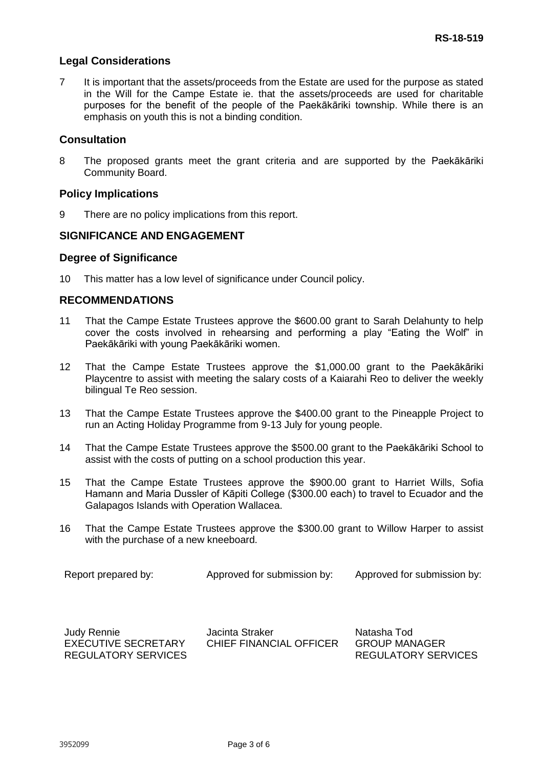## Legal Considerations

7 It is important that the assets/proceeds from the Estate are used for the purpose as stated in the Will for the Campe Estate ie. that the assets/proceeds are used for charitable purposes for the benefit of the people of the Paekākāriki township. While there is an emphasis on youth this is not a binding condition.

## Consultation

8 The proposed grants meet the grant criteria and are supported by the Paekākāriki Community Board.

## Policy Implications

9 There are no policy implications from this report.

## SIGNIFICANCE AND ENGAGEMENT

## Degree of Significance

10 This matter has a low level of significance under Council policy.

## RECOMMENDATIONS

11 That the Campe Estate Trustees approve the $600.00 grant to Sarah Delahunty to help cover the costs involved in rehearsing and performing a play "Eating the Wolf" in Paekākāriki with young Paekākāriki women.

12 That the Campe Estate Trustees approve the $1,000.00 grant to the Paekākāriki Playcentre to assist with meeting the salary costs of a Kaiarahi Reo to deliver the weekly bilingual Te Reo session.

13 That the Campe Estate Trustees approve the $400.00 grant to the Pineapple Project to run an Acting Holiday Programme from 9-13 July for young people.

14 That the Campe Estate Trustees approve the $500.00 grant to the Paekākāriki School to assist with the costs of putting on a school production this year.

15 That the Campe Estate Trustees approve the $900.00 grant to Harriet Wills, Sofia Hamann and Maria Dussler of Kāpiti College ($300.00 each) to travel to Ecuador and the Galapagos Islands with Operation Wallacea.

16 That the Campe Estate Trustees approve the $300.00 grant to Willow Harper to assist with the purchase of a new kneeboard.

| Report prepared by: | Approved for submission by: | Approved for submission by: |
|---|---|---|
| Judy Rennie<br>EXECUTIVE SECRETARY<br>REGULATORY SERVICES | Jacinta Straker<br>CHIEF FINANCIAL OFFICER | Natasha Tod<br>GROUP MANAGER<br>REGULATORY SERVICES |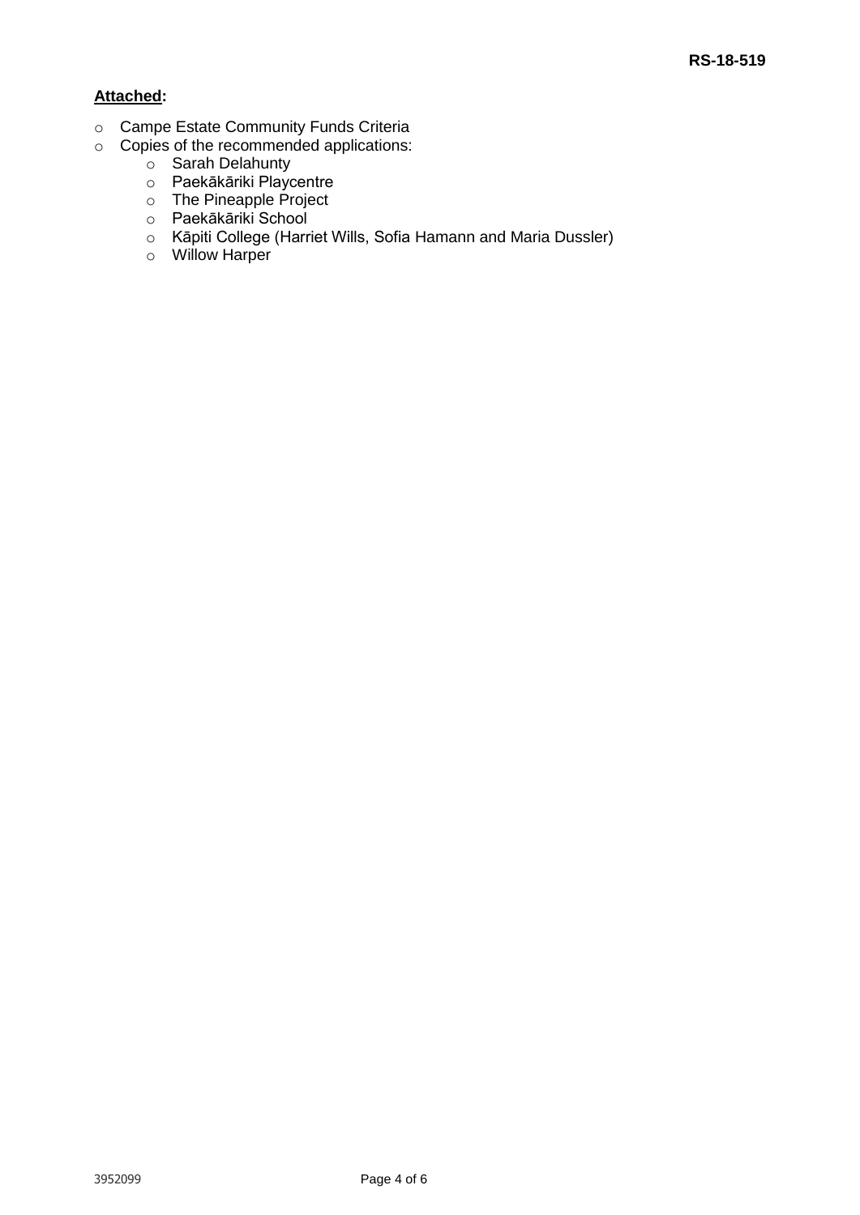**Attached:**

- Campe Estate Community Funds Criteria
- Copies of the recommended applications:
    - Sarah Delahunty
    - Paekākāriki Playcentre
    - The Pineapple Project
    - Paekākāriki School
    - Kāpiti College (Harriet Wills, Sofia Hamann and Maria Dussler)
    - Willow Harper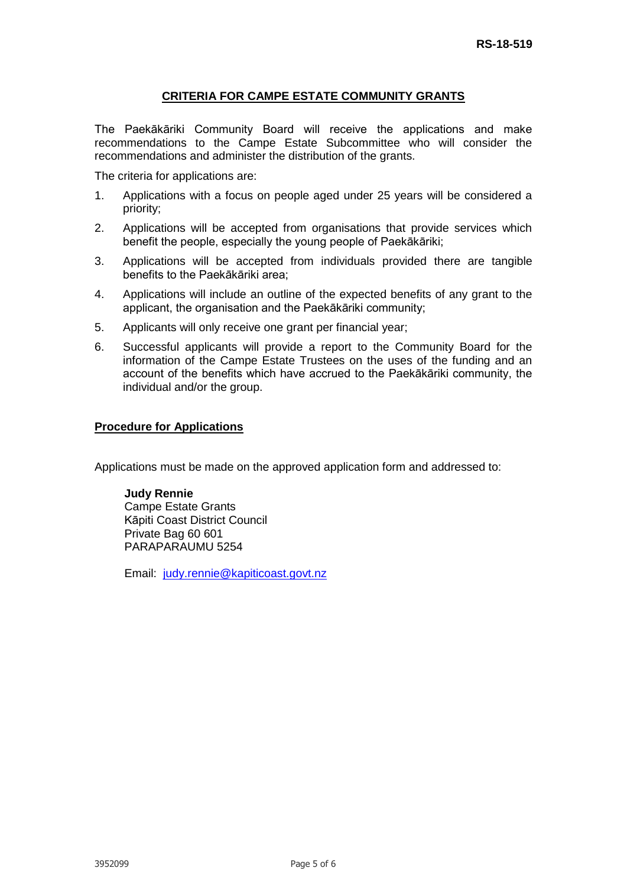## CRITERIA FOR CAMPE ESTATE COMMUNITY GRANTS

The Paekākāriki Community Board will receive the applications and make recommendations to the Campe Estate Subcommittee who will consider the recommendations and administer the distribution of the grants.

The criteria for applications are:

1. Applications with a focus on people aged under 25 years will be considered a priority;
2. Applications will be accepted from organisations that provide services which benefit the people, especially the young people of Paekākāriki;
3. Applications will be accepted from individuals provided there are tangible benefits to the Paekākāriki area;
4. Applications will include an outline of the expected benefits of any grant to the applicant, the organisation and the Paekākāriki community;
5. Applicants will only receive one grant per financial year;
6. Successful applicants will provide a report to the Community Board for the information of the Campe Estate Trustees on the uses of the funding and an account of the benefits which have accrued to the Paekākāriki community, the individual and/or the group.

### Procedure for Applications

Applications must be made on the approved application form and addressed to:

**Judy Rennie**
Campe Estate Grants
Kāpiti Coast District Council
Private Bag 60 601
PARAPARAUMU 5254

Email: judy.rennie@kapiticoast.govt.nz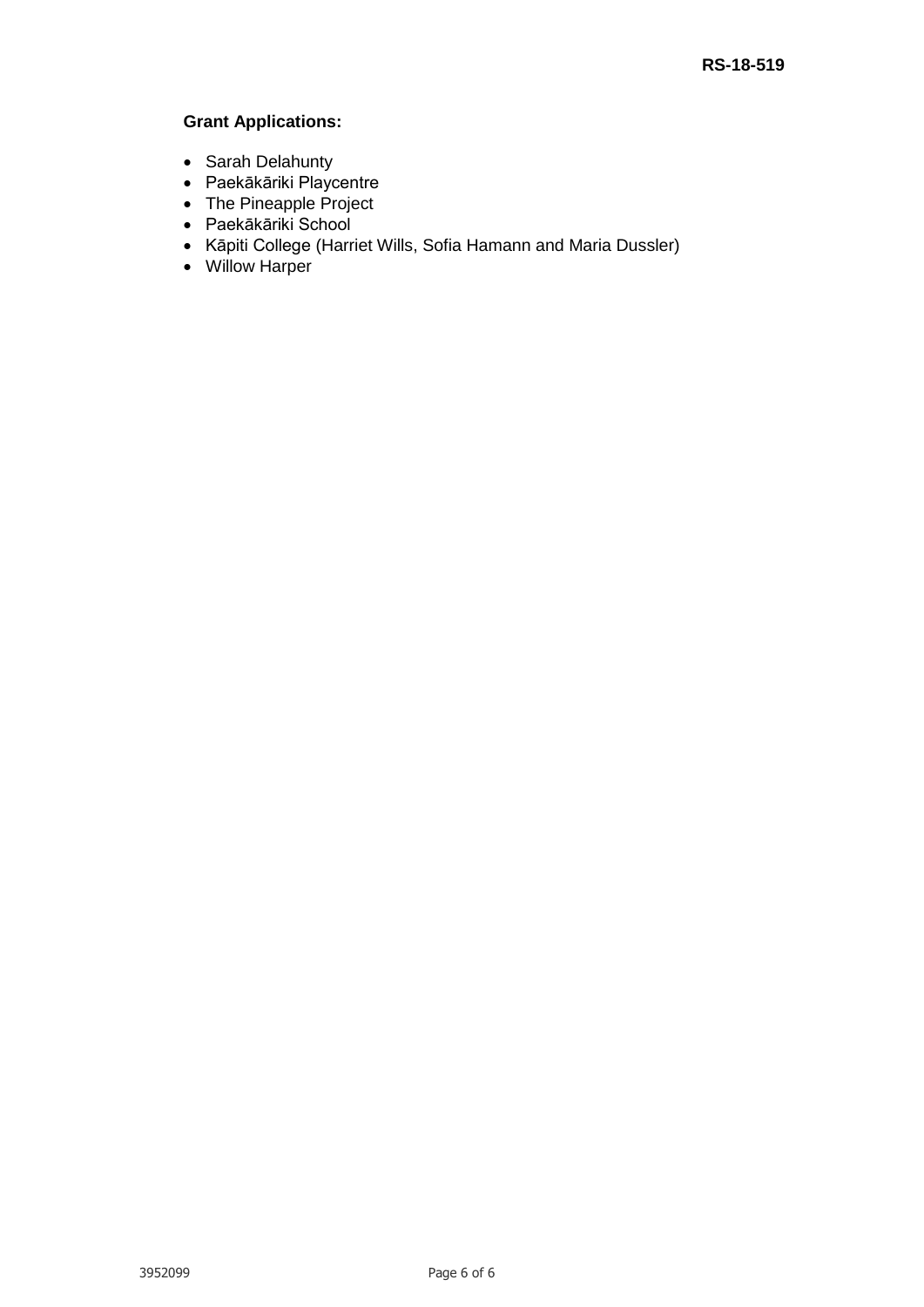**Grant Applications:**

- Sarah Delahunty
- Paekākāriki Playcentre
- The Pineapple Project
- Paekākāriki School
- Kāpiti College (Harriet Wills, Sofia Hamann and Maria Dussler)
- Willow Harper